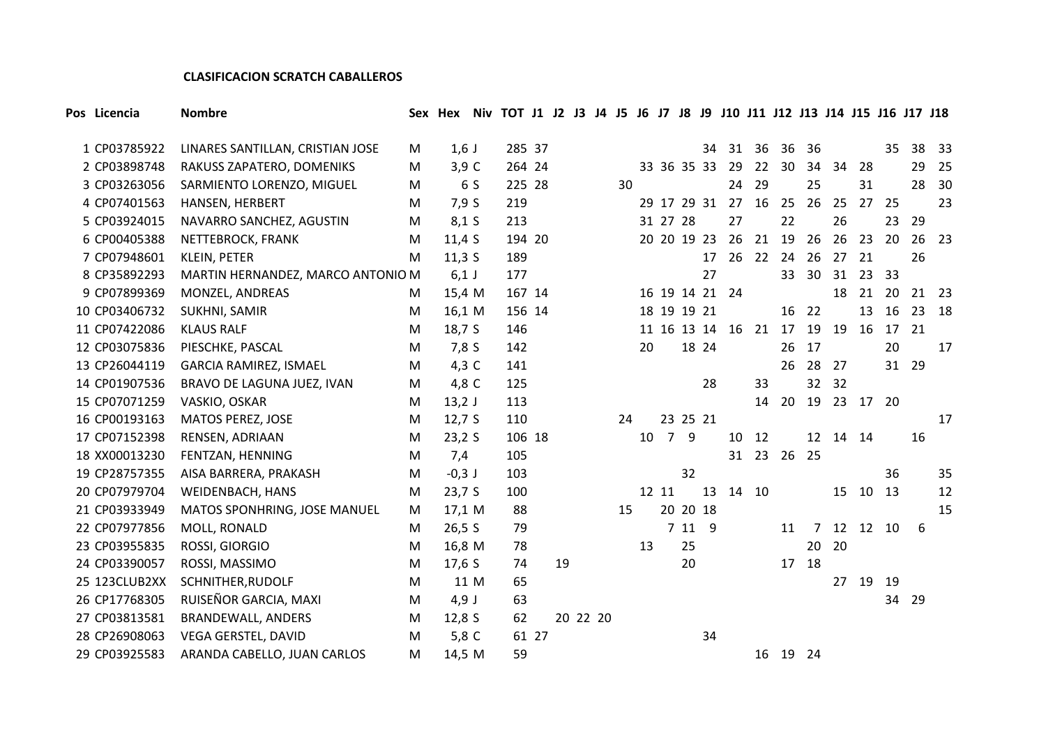**CLASIFICACION SCRATCH CABALLEROS**

| Pos | Licencia | Nombre | Sex | Hex | Niv | TOT | J1 | J2 | J3 | J4 | J5 | J6 | J7 | J8 | J9 | J10 | J11 | J12 | J13 | J14 | J15 | J16 | J17 | J18 |
|---|---|---|---|---|---|---|---|---|---|---|---|---|---|---|---|---|---|---|---|---|---|---|---|---|
| 1 | CP03785922 | LINARES SANTILLAN, CRISTIAN JOSE | M | 1,6 | J | 285 | 37 | | | | | | | | 34 | 31 | 36 | 36 | 36 | | | 35 | 38 | 33 |
| 2 | CP03898748 | RAKUSS ZAPATERO, DOMENIKS | M | 3,9 | C | 264 | 24 | | | | | 33 | 36 | 35 | 33 | 29 | 22 | 30 | 34 | 34 | 28 | | 29 | 25 |
| 3 | CP03263056 | SARMIENTO LORENZO, MIGUEL | M | 6 | S | 225 | 28 | | | 30 | | | | | | 24 | 29 | | 25 | | 31 | | 28 | 30 |
| 4 | CP07401563 | HANSEN, HERBERT | M | 7,9 | S | 219 | | | | | | 29 | 17 | 29 | 31 | 27 | 16 | 25 | 26 | 25 | 27 | 25 | | 23 |
| 5 | CP03924015 | NAVARRO SANCHEZ, AGUSTIN | M | 8,1 | S | 213 | | | | | | 31 | 27 | 28 | | 27 | | 22 | | 26 | | 23 | 29 | |
| 6 | CP00405388 | NETTEBROCK, FRANK | M | 11,4 | S | 194 | 20 | | | | | 20 | 20 | 19 | 23 | 26 | 21 | 19 | 26 | 26 | 23 | 20 | 26 | 23 |
| 7 | CP07948601 | KLEIN, PETER | M | 11,3 | S | 189 | | | | | | | | | 17 | 26 | 22 | 24 | 26 | 27 | 21 | | 26 | |
| 8 | CP35892293 | MARTIN HERNANDEZ, MARCO ANTONIO | M | 6,1 | J | 177 | | | | | | | | | 27 | | | 33 | 30 | 31 | 23 | 33 | | |
| 9 | CP07899369 | MONZEL, ANDREAS | M | 15,4 | M | 167 | 14 | | | | | 16 | 19 | 14 | 21 | 24 | | | | 18 | 21 | 20 | 21 | 23 |
| 10 | CP03406732 | SUKHNI, SAMIR | M | 16,1 | M | 156 | 14 | | | | | 18 | 19 | 19 | 21 | | | 16 | 22 | | 13 | 16 | 23 | 18 |
| 11 | CP07422086 | KLAUS RALF | M | 18,7 | S | 146 | | | | | | 11 | 16 | 13 | 14 | 16 | 21 | 17 | 19 | 19 | 16 | 17 | 21 | |
| 12 | CP03075836 | PIESCHKE, PASCAL | M | 7,8 | S | 142 | | | | | | 20 | | 18 | 24 | | | 26 | 17 | | | 20 | | 17 |
| 13 | CP26044119 | GARCIA RAMIREZ, ISMAEL | M | 4,3 | C | 141 | | | | | | | | | | | | 26 | 28 | 27 | | 31 | 29 | |
| 14 | CP01907536 | BRAVO DE LAGUNA JUEZ, IVAN | M | 4,8 | C | 125 | | | | | | | | | 28 | | 33 | | 32 | 32 | | | | |
| 15 | CP07071259 | VASKIO, OSKAR | M | 13,2 | J | 113 | | | | | | | | | | | 14 | 20 | 19 | 23 | 17 | 20 | | |
| 16 | CP00193163 | MATOS PEREZ, JOSE | M | 12,7 | S | 110 | | | | 24 | | | 23 | 25 | 21 | | | | | | | | | 17 |
| 17 | CP07152398 | RENSEN, ADRIAAN | M | 23,2 | S | 106 | 18 | | | | | 10 | 7 | 9 | | 10 | 12 | | 12 | 14 | 14 | | 16 | |
| 18 | XX00013230 | FENTZAN, HENNING | M | 7,4 | | 105 | | | | | | | | | | 31 | 23 | 26 | 25 | | | | | |
| 19 | CP28757355 | AISA BARRERA, PRAKASH | M | -0,3 | J | 103 | | | | | | | | 32 | | | | | | | | 36 | | 35 |
| 20 | CP07979704 | WEIDENBACH, HANS | M | 23,7 | S | 100 | | | | | | 12 | 11 | | 13 | 14 | 10 | | | 15 | 10 | 13 | | 12 |
| 21 | CP03933949 | MATOS SPONHRING, JOSE MANUEL | M | 17,1 | M | 88 | | | | 15 | | | 20 | 20 | 18 | | | | | | | | | 15 |
| 22 | CP07977856 | MOLL, RONALD | M | 26,5 | S | 79 | | | | | | | 7 | 11 | 9 | | | 11 | 7 | 12 | 12 | 10 | 6 | |
| 23 | CP03955835 | ROSSI, GIORGIO | M | 16,8 | M | 78 | | | | | | 13 | | 25 | | | | | 20 | 20 | | | | |
| 24 | CP03390057 | ROSSI, MASSIMO | M | 17,6 | S | 74 | | 19 | | | | | | 20 | | | | 17 | 18 | | | | | |
| 25 | 123CLUB2XX | SCHNITHER,RUDOLF | M | 11 | M | 65 | | | | | | | | | | | | | | 27 | 19 | 19 | | |
| 26 | CP17768305 | RUISEÑOR GARCIA, MAXI | M | 4,9 | J | 63 | | | | | | | | | | | | | | | | 34 | 29 | |
| 27 | CP03813581 | BRANDEWALL, ANDERS | M | 12,8 | S | 62 | | 20 | 22 | 20 | | | | | | | | | | | | | | |
| 28 | CP26908063 | VEGA GERSTEL, DAVID | M | 5,8 | C | 61 | 27 | | | | | | | | 34 | | | | | | | | | |
| 29 | CP03925583 | ARANDA CABELLO, JUAN CARLOS | M | 14,5 | M | 59 | | | | | | | | | | | 16 | 19 | 24 | | | | | |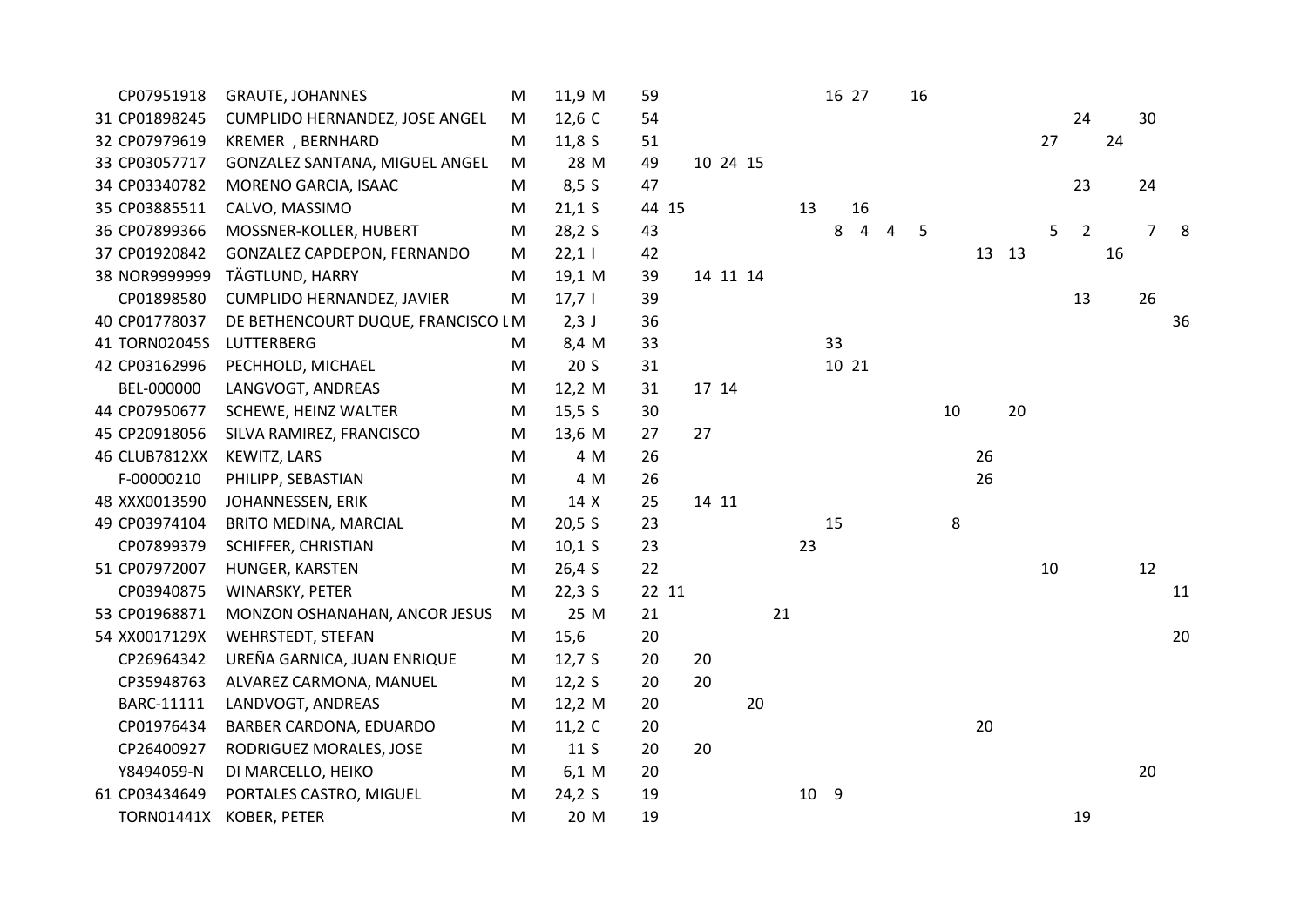| | | | | | | | | | | | | | | | | | | | | | | | |
|---|---|---|---|---|---|---|---|---|---|---|---|---|---|---|---|---|---|---|---|---|---|---|---|
| | CP07951918 | GRAUTE, JOHANNES | M | 11,9 M | 59 | | | | | | | 16 | 27 | | 16 | | | | | | | | |
| 31 | CP01898245 | CUMPLIDO HERNANDEZ, JOSE ANGEL | M | 12,6 C | 54 | | | | | | | | | | | | | | | 24 | | 30 | |
| 32 | CP07979619 | KREMER , BERNHARD | M | 11,8 S | 51 | | | | | | | | | | | | | | 27 | | 24 | | |
| 33 | CP03057717 | GONZALEZ SANTANA, MIGUEL ANGEL | M | 28 M | 49 | | 10 | 24 | 15 | | | | | | | | | | | | | | |
| 34 | CP03340782 | MORENO GARCIA, ISAAC | M | 8,5 S | 47 | | | | | | | | | | | | | | | 23 | | 24 | |
| 35 | CP03885511 | CALVO, MASSIMO | M | 21,1 S | 44 | 15 | | | | | 13 | | 16 | | | | | | | | | | |
| 36 | CP07899366 | MOSSNER-KOLLER, HUBERT | M | 28,2 S | 43 | | | | | | | 8 | 4 | 4 | 5 | | | | 5 | 2 | | 7 | 8 |
| 37 | CP01920842 | GONZALEZ CAPDEPON, FERNANDO | M | 22,1 I | 42 | | | | | | | | | | | | 13 | 13 | | | 16 | | |
| 38 | NOR9999999 | TÄGTLUND, HARRY | M | 19,1 M | 39 | | 14 | 11 | 14 | | | | | | | | | | | | | | |
| | CP01898580 | CUMPLIDO HERNANDEZ, JAVIER | M | 17,7 I | 39 | | | | | | | | | | | | | | | 13 | | 26 | |
| 40 | CP01778037 | DE BETHENCOURT DUQUE, FRANCISCO I | M | 2,3 J | 36 | | | | | | | | | | | | | | | | | | 36 |
| 41 | TORN02045S | LUTTERBERG | M | 8,4 M | 33 | | | | | | | 33 | | | | | | | | | | | |
| 42 | CP03162996 | PECHHOLD, MICHAEL | M | 20 S | 31 | | | | | | | 10 | 21 | | | | | | | | | | |
| | BEL-000000 | LANGVOGT, ANDREAS | M | 12,2 M | 31 | | 17 | 14 | | | | | | | | | | | | | | | |
| 44 | CP07950677 | SCHEWE, HEINZ WALTER | M | 15,5 S | 30 | | | | | | | | | | | 10 | | 20 | | | | | |
| 45 | CP20918056 | SILVA RAMIREZ, FRANCISCO | M | 13,6 M | 27 | | 27 | | | | | | | | | | | | | | | | |
| 46 | CLUB7812XX | KEWITZ, LARS | M | 4 M | 26 | | | | | | | | | | | | 26 | | | | | | |
| | F-00000210 | PHILIPP, SEBASTIAN | M | 4 M | 26 | | | | | | | | | | | | 26 | | | | | | |
| 48 | XXX0013590 | JOHANNESSEN, ERIK | M | 14 X | 25 | | 14 | 11 | | | | | | | | | | | | | | | |
| 49 | CP03974104 | BRITO MEDINA, MARCIAL | M | 20,5 S | 23 | | | | | | | 15 | | | | 8 | | | | | | | |
| | CP07899379 | SCHIFFER, CHRISTIAN | M | 10,1 S | 23 | | | | | | 23 | | | | | | | | | | | | |
| 51 | CP07972007 | HUNGER, KARSTEN | M | 26,4 S | 22 | | | | | | | | | | | | | | 10 | | | 12 | |
| | CP03940875 | WINARSKY, PETER | M | 22,3 S | 22 | 11 | | | | | | | | | | | | | | | | | 11 |
| 53 | CP01968871 | MONZON OSHANAHAN, ANCOR JESUS | M | 25 M | 21 | | | | | 21 | | | | | | | | | | | | | |
| 54 | XX0017129X | WEHRSTEDT, STEFAN | M | 15,6 | 20 | | | | | | | | | | | | | | | | | | 20 |
| | CP26964342 | UREÑA GARNICA, JUAN ENRIQUE | M | 12,7 S | 20 | | 20 | | | | | | | | | | | | | | | | |
| | CP35948763 | ALVAREZ CARMONA, MANUEL | M | 12,2 S | 20 | | 20 | | | | | | | | | | | | | | | | |
| | BARC-11111 | LANDVOGT, ANDREAS | M | 12,2 M | 20 | | | | 20 | | | | | | | | | | | | | | |
| | CP01976434 | BARBER CARDONA, EDUARDO | M | 11,2 C | 20 | | | | | | | | | | | | 20 | | | | | | |
| | CP26400927 | RODRIGUEZ MORALES, JOSE | M | 11 S | 20 | | 20 | | | | | | | | | | | | | | | | |
| | Y8494059-N | DI MARCELLO, HEIKO | M | 6,1 M | 20 | | | | | | | | | | | | | | | | | 20 | |
| 61 | CP03434649 | PORTALES CASTRO, MIGUEL | M | 24,2 S | 19 | | | | | | 10 | 9 | | | | | | | | | | | |
| | TORN01441X | KOBER, PETER | M | 20 M | 19 | | | | | | | | | | | | | | | 19 | | | |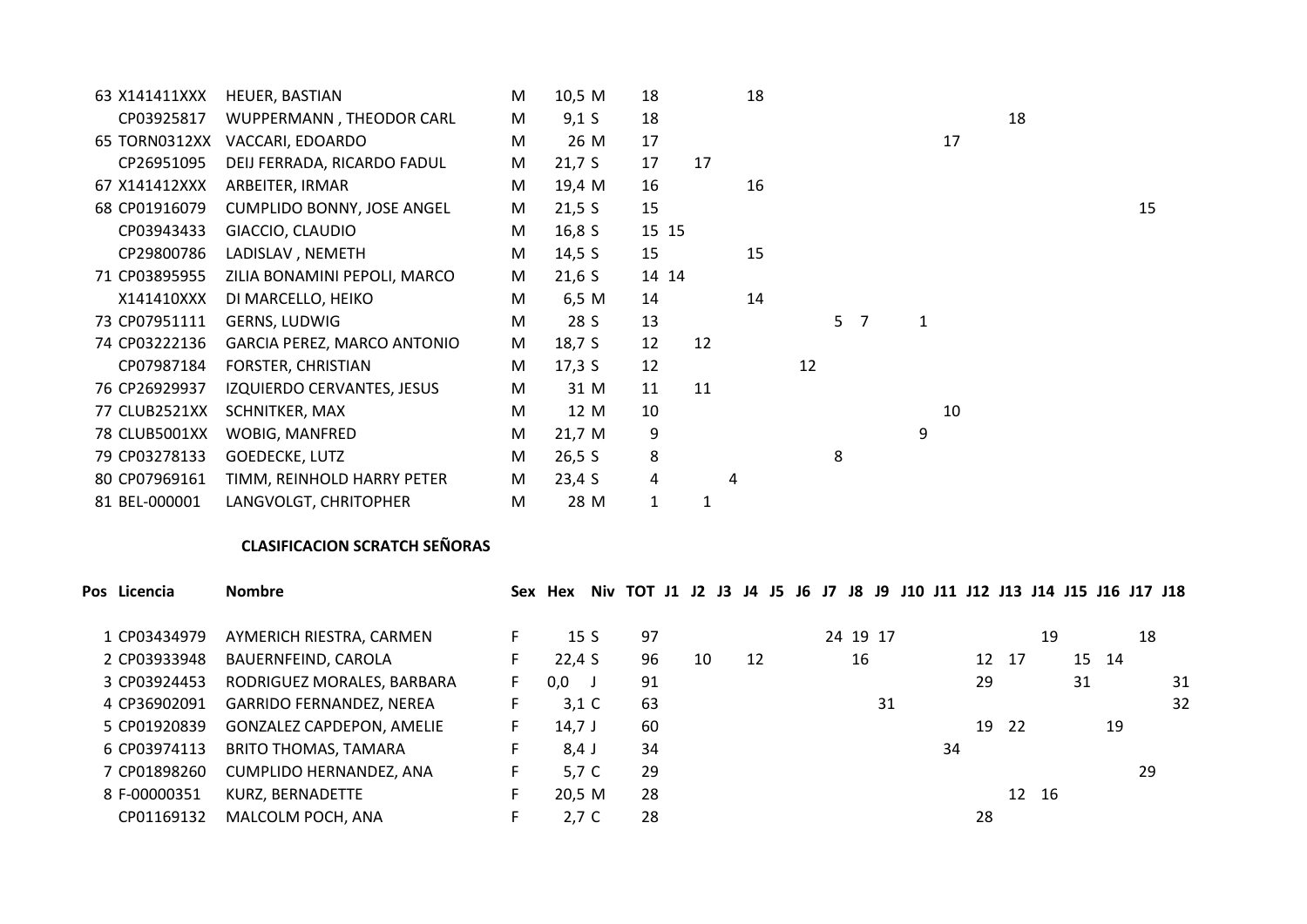| Pos | Licencia | Nombre | Sex | Hex | Niv | TOT | J1 | J2 | J3 | J4 | J5 | J6 | J7 | J8 | J9 | J10 | J11 | J12 | J13 | J14 | J15 | J16 | J17 | J18 |
|---|---|---|---|---|---|---|---|---|---|---|---|---|---|---|---|---|---|---|---|---|---|---|---|---|
| 63 | X141411XXX | HEUER, BASTIAN | M | 10,5 | M | 18 | | | | 18 | | | | | | | | | | | | | | |
| | CP03925817 | WUPPERMANN , THEODOR CARL | M | 9,1 | S | 18 | | | | | | | | | | | | | 18 | | | | | |
| 65 | TORN0312XX | VACCARI, EDOARDO | M | 26 | M | 17 | | | | | | | | | | | 17 | | | | | | | |
| | CP26951095 | DEIJ FERRADA, RICARDO FADUL | M | 21,7 | S | 17 | | 17 | | | | | | | | | | | | | | | | |
| 67 | X141412XXX | ARBEITER, IRMAR | M | 19,4 | M | 16 | | | | 16 | | | | | | | | | | | | | | |
| 68 | CP01916079 | CUMPLIDO BONNY, JOSE ANGEL | M | 21,5 | S | 15 | | | | | | | | | | | | | | | | | 15 | |
| | CP03943433 | GIACCIO, CLAUDIO | M | 16,8 | S | 15 | 15 | | | | | | | | | | | | | | | | | |
| | CP29800786 | LADISLAV , NEMETH | M | 14,5 | S | 15 | | | | 15 | | | | | | | | | | | | | | |
| 71 | CP03895955 | ZILIA BONAMINI PEPOLI, MARCO | M | 21,6 | S | 14 | 14 | | | | | | | | | | | | | | | | | |
| | X141410XXX | DI MARCELLO, HEIKO | M | 6,5 | M | 14 | | | | 14 | | | | | | | | | | | | | | |
| 73 | CP07951111 | GERNS, LUDWIG | M | 28 | S | 13 | | | | | | | 5 | 7 | | 1 | | | | | | | | |
| 74 | CP03222136 | GARCIA PEREZ, MARCO ANTONIO | M | 18,7 | S | 12 | | 12 | | | | | | | | | | | | | | | | |
| | CP07987184 | FORSTER, CHRISTIAN | M | 17,3 | S | 12 | | | | | | 12 | | | | | | | | | | | | |
| 76 | CP26929937 | IZQUIERDO CERVANTES, JESUS | M | 31 | M | 11 | | 11 | | | | | | | | | | | | | | | | |
| 77 | CLUB2521XX | SCHNITKER, MAX | M | 12 | M | 10 | | | | | | | | | | | 10 | | | | | | | |
| 78 | CLUB5001XX | WOBIG, MANFRED | M | 21,7 | M | 9 | | | | | | | | | | 9 | | | | | | | | |
| 79 | CP03278133 | GOEDECKE, LUTZ | M | 26,5 | S | 8 | | | | | | | 8 | | | | | | | | | | | |
| 80 | CP07969161 | TIMM, REINHOLD HARRY PETER | M | 23,4 | S | 4 | | | 4 | | | | | | | | | | | | | | | |
| 81 | BEL-000001 | LANGVOLGT, CHRITOPHER | M | 28 | M | 1 | | 1 | | | | | | | | | | | | | | | | |

**CLASIFICACION SCRATCH SEÑORAS**

| Pos | Licencia | Nombre | Sex | Hex | Niv | TOT | J1 | J2 | J3 | J4 | J5 | J6 | J7 | J8 | J9 | J10 | J11 | J12 | J13 | J14 | J15 | J16 | J17 | J18 |
|---|---|---|---|---|---|---|---|---|---|---|---|---|---|---|---|---|---|---|---|---|---|---|---|---|
| 1 | CP03434979 | AYMERICH RIESTRA, CARMEN | F | 15 | S | 97 | | | | | | | 24 | 19 | 17 | | | | | 19 | | | 18 | |
| 2 | CP03933948 | BAUERNFEIND, CAROLA | F | 22,4 | S | 96 | | 10 | | 12 | | | | 16 | | | | 12 | 17 | | 15 | 14 | | |
| 3 | CP03924453 | RODRIGUEZ MORALES, BARBARA | F | 0,0 | J | 91 | | | | | | | | | | | | 29 | | | 31 | | | 31 |
| 4 | CP36902091 | GARRIDO FERNANDEZ, NEREA | F | 3,1 | C | 63 | | | | | | | | | 31 | | | | | | | | | 32 |
| 5 | CP01920839 | GONZALEZ CAPDEPON, AMELIE | F | 14,7 | J | 60 | | | | | | | | | | | | 19 | 22 | | | 19 | | |
| 6 | CP03974113 | BRITO THOMAS, TAMARA | F | 8,4 | J | 34 | | | | | | | | | | | 34 | | | | | | | |
| 7 | CP01898260 | CUMPLIDO HERNANDEZ, ANA | F | 5,7 | C | 29 | | | | | | | | | | | | | | | | | 29 | |
| 8 | F-00000351 | KURZ, BERNADETTE | F | 20,5 | M | 28 | | | | | | | | | | | | | 12 | 16 | | | | |
| | CP01169132 | MALCOLM POCH, ANA | F | 2,7 | C | 28 | | | | | | | | | | | | 28 | | | | | | |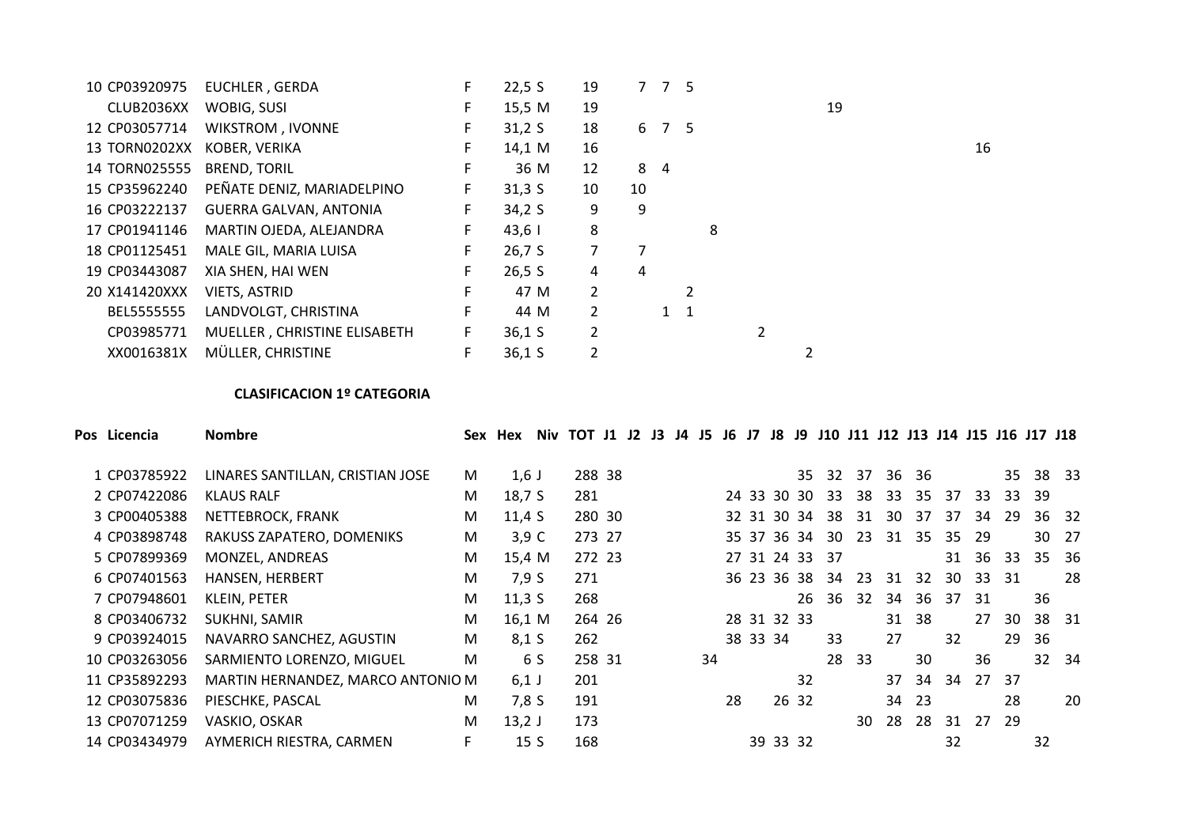| Pos | Licencia | Nombre | Sex | Hex | Niv | TOT | J1 | J2 | J3 | J4 | J5 | J6 | J7 | J8 | J9 | J10 | J11 | J12 | J13 | J14 | J15 | J16 | J17 | J18 |
|---|---|---|---|---|---|---|---|---|---|---|---|---|---|---|---|---|---|---|---|---|---|---|---|---|
| 10 | CP03920975 | EUCHLER , GERDA | F | 22,5 | S | 19 | 7 | 7 | 5 | | | | | | | | | | | | | | | |
| | CLUB2036XX | WOBIG, SUSI | F | 15,5 | M | 19 | | | | | | | | | | 19 | | | | | | | | |
| 12 | CP03057714 | WIKSTROM , IVONNE | F | 31,2 | S | 18 | 6 | 7 | 5 | | | | | | | | | | | | | | | |
| 13 | TORN0202XX | KOBER, VERIKA | F | 14,1 | M | 16 | | | | | | | | | | | | | | | 16 | | | |
| 14 | TORN025555 | BREND, TORIL | F | 36 | M | 12 | | 8 | 4 | | | | | | | | | | | | | | | |
| 15 | CP35962240 | PEÑATE DENIZ, MARIADELPINO | F | 31,3 | S | 10 | | 10 | | | | | | | | | | | | | | | | |
| 16 | CP03222137 | GUERRA GALVAN, ANTONIA | F | 34,2 | S | 9 | | 9 | | | | | | | | | | | | | | | | |
| 17 | CP01941146 | MARTIN OJEDA, ALEJANDRA | F | 43,6 | I | 8 | | | | | 8 | | | | | | | | | | | | | |
| 18 | CP01125451 | MALE GIL, MARIA LUISA | F | 26,7 | S | 7 | | 7 | | | | | | | | | | | | | | | | |
| 19 | CP03443087 | XIA SHEN, HAI WEN | F | 26,5 | S | 4 | | 4 | | | | | | | | | | | | | | | | |
| 20 | X141420XXX | VIETS, ASTRID | F | 47 | M | 2 | | | | 2 | | | | | | | | | | | | | | |
| | BEL5555555 | LANDVOLGT, CHRISTINA | F | 44 | M | 2 | | | 1 | 1 | | | | | | | | | | | | | | |
| | CP03985771 | MUELLER , CHRISTINE ELISABETH | F | 36,1 | S | 2 | | | | | | | 2 | | | | | | | | | | | |
| | XX0016381X | MÜLLER, CHRISTINE | F | 36,1 | S | 2 | | | | | | | | | 2 | | | | | | | | | |

**CLASIFICACION 1º CATEGORIA**

| Pos | Licencia | Nombre | Sex | Hex | Niv | TOT | J1 | J2 | J3 | J4 | J5 | J6 | J7 | J8 | J9 | J10 | J11 | J12 | J13 | J14 | J15 | J16 | J17 | J18 |
|---|---|---|---|---|---|---|---|---|---|---|---|---|---|---|---|---|---|---|---|---|---|---|---|---|
| 1 | CP03785922 | LINARES SANTILLAN, CRISTIAN JOSE | M | 1,6 | J | 288 | 38 | | | | | | | | 35 | 32 | 37 | 36 | 36 | | | 35 | 38 | 33 |
| 2 | CP07422086 | KLAUS RALF | M | 18,7 | S | 281 | | | | | | 24 | 33 | 30 | 30 | 33 | 38 | 33 | 35 | 37 | 33 | 33 | 39 | |
| 3 | CP00405388 | NETTEBROCK, FRANK | M | 11,4 | S | 280 | 30 | | | | | 32 | 31 | 30 | 34 | 38 | 31 | 30 | 37 | 37 | 34 | 29 | 36 | 32 |
| 4 | CP03898748 | RAKUSS ZAPATERO, DOMENIKS | M | 3,9 | C | 273 | 27 | | | | | 35 | 37 | 36 | 34 | 30 | 23 | 31 | 35 | 35 | 29 | | 30 | 27 |
| 5 | CP07899369 | MONZEL, ANDREAS | M | 15,4 | M | 272 | 23 | | | | | 27 | 31 | 24 | 33 | 37 | | | | 31 | 36 | 33 | 35 | 36 |
| 6 | CP07401563 | HANSEN, HERBERT | M | 7,9 | S | 271 | | | | | | 36 | 23 | 36 | 38 | 34 | 23 | 31 | 32 | 30 | 33 | 31 | | 28 |
| 7 | CP07948601 | KLEIN, PETER | M | 11,3 | S | 268 | | | | | | | | | 26 | 36 | 32 | 34 | 36 | 37 | 31 | | 36 | |
| 8 | CP03406732 | SUKHNI, SAMIR | M | 16,1 | M | 264 | 26 | | | | | 28 | 31 | 32 | 33 | | | 31 | 38 | | 27 | 30 | 38 | 31 |
| 9 | CP03924015 | NAVARRO SANCHEZ, AGUSTIN | M | 8,1 | S | 262 | | | | | | 38 | 33 | 34 | | 33 | | 27 | | 32 | | 29 | 36 | |
| 10 | CP03263056 | SARMIENTO LORENZO, MIGUEL | M | 6 | S | 258 | 31 | | | | 34 | | | | | 28 | 33 | | 30 | | 36 | | 32 | 34 |
| 11 | CP35892293 | MARTIN HERNANDEZ, MARCO ANTONIO | M | 6,1 | J | 201 | | | | | | | | | 32 | | | 37 | 34 | 34 | 27 | 37 | | |
| 12 | CP03075836 | PIESCHKE, PASCAL | M | 7,8 | S | 191 | | | | | | 28 | | 26 | 32 | | | 34 | 23 | | | 28 | | 20 |
| 13 | CP07071259 | VASKIO, OSKAR | M | 13,2 | J | 173 | | | | | | | | | | | 30 | 28 | 28 | 31 | 27 | 29 | | |
| 14 | CP03434979 | AYMERICH RIESTRA, CARMEN | F | 15 | S | 168 | | | | | | | 39 | 33 | 32 | | | | | 32 | | | 32 | |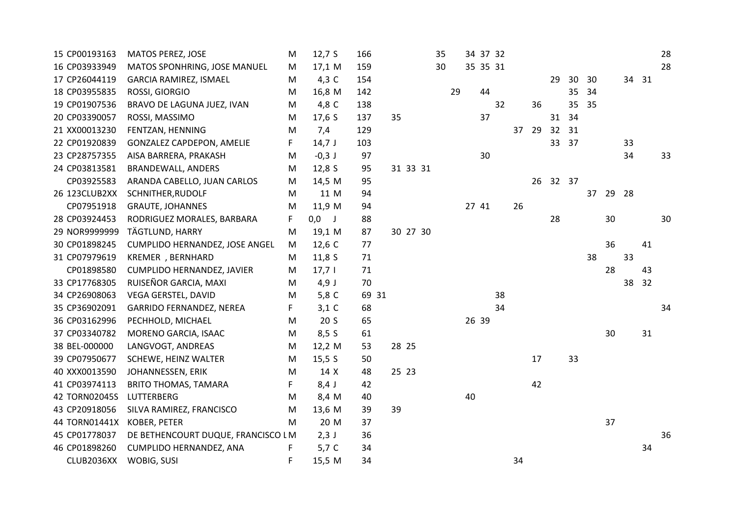| | | | | | | | | | | | | | | | | | | | | | | | |
|---|---|---|---|---|---|---|---|---|---|---|---|---|---|---|---|---|---|---|---|---|---|---|---|
| 15 | CP00193163 | MATOS PEREZ, JOSE | M | 12,7 S | 166 | | | | | 35 | | 34 | 37 | 32 | | | | | | | | | 28 |
| 16 | CP03933949 | MATOS SPONHRING, JOSE MANUEL | M | 17,1 M | 159 | | | | | 30 | | 35 | 35 | 31 | | | | | | | | | 28 |
| 17 | CP26044119 | GARCIA RAMIREZ, ISMAEL | M | 4,3 C | 154 | | | | | | | | | | | | 29 | 30 | 30 | | 34 | 31 | |
| 18 | CP03955835 | ROSSI, GIORGIO | M | 16,8 M | 142 | | | | | | 29 | | 44 | | | | | 35 | 34 | | | | |
| 19 | CP01907536 | BRAVO DE LAGUNA JUEZ, IVAN | M | 4,8 C | 138 | | | | | | | | | 32 | | 36 | | 35 | 35 | | | | |
| 20 | CP03390057 | ROSSI, MASSIMO | M | 17,6 S | 137 | | 35 | | | | | | 37 | | | | 31 | 34 | | | | | |
| 21 | XX00013230 | FENTZAN, HENNING | M | 7,4 | 129 | | | | | | | | | | 37 | 29 | 32 | 31 | | | | | |
| 22 | CP01920839 | GONZALEZ CAPDEPON, AMELIE | F | 14,7 J | 103 | | | | | | | | | | | | 33 | 37 | | | 33 | | |
| 23 | CP28757355 | AISA BARRERA, PRAKASH | M | -0,3 J | 97 | | | | | | | | 30 | | | | | | | | 34 | | 33 |
| 24 | CP03813581 | BRANDEWALL, ANDERS | M | 12,8 S | 95 | | 31 | 33 | 31 | | | | | | | | | | | | | | |
| | CP03925583 | ARANDA CABELLO, JUAN CARLOS | M | 14,5 M | 95 | | | | | | | | | | | 26 | 32 | 37 | | | | | |
| 26 | 123CLUB2XX | SCHNITHER,RUDOLF | M | 11 M | 94 | | | | | | | | | | | | | | 37 | 29 | 28 | | |
| | CP07951918 | GRAUTE, JOHANNES | M | 11,9 M | 94 | | | | | | | 27 | 41 | | 26 | | | | | | | | |
| 28 | CP03924453 | RODRIGUEZ MORALES, BARBARA | F | 0,0 J | 88 | | | | | | | | | | | | 28 | | | 30 | | | 30 |
| 29 | NOR9999999 | TÄGTLUND, HARRY | M | 19,1 M | 87 | | 30 | 27 | 30 | | | | | | | | | | | | | | |
| 30 | CP01898245 | CUMPLIDO HERNANDEZ, JOSE ANGEL | M | 12,6 C | 77 | | | | | | | | | | | | | | | 36 | | 41 | |
| 31 | CP07979619 | KREMER , BERNHARD | M | 11,8 S | 71 | | | | | | | | | | | | | | 38 | | 33 | | |
| | CP01898580 | CUMPLIDO HERNANDEZ, JAVIER | M | 17,7 I | 71 | | | | | | | | | | | | | | | 28 | | 43 | |
| 33 | CP17768305 | RUISEÑOR GARCIA, MAXI | M | 4,9 J | 70 | | | | | | | | | | | | | | | | 38 | 32 | |
| 34 | CP26908063 | VEGA GERSTEL, DAVID | M | 5,8 C | 69 | 31 | | | | | | | | 38 | | | | | | | | | |
| 35 | CP36902091 | GARRIDO FERNANDEZ, NEREA | F | 3,1 C | 68 | | | | | | | | | 34 | | | | | | | | | 34 |
| 36 | CP03162996 | PECHHOLD, MICHAEL | M | 20 S | 65 | | | | | | | 26 | 39 | | | | | | | | | | |
| 37 | CP03340782 | MORENO GARCIA, ISAAC | M | 8,5 S | 61 | | | | | | | | | | | | | | | 30 | | 31 | |
| 38 | BEL-000000 | LANGVOGT, ANDREAS | M | 12,2 M | 53 | | 28 | 25 | | | | | | | | | | | | | | | |
| 39 | CP07950677 | SCHEWE, HEINZ WALTER | M | 15,5 S | 50 | | | | | | | | | | | 17 | | 33 | | | | | |
| 40 | XXX0013590 | JOHANNESSEN, ERIK | M | 14 X | 48 | | 25 | 23 | | | | | | | | | | | | | | | |
| 41 | CP03974113 | BRITO THOMAS, TAMARA | F | 8,4 J | 42 | | | | | | | | | | | 42 | | | | | | | |
| 42 | TORN02045S | LUTTERBERG | M | 8,4 M | 40 | | | | | | | 40 | | | | | | | | | | | |
| 43 | CP20918056 | SILVA RAMIREZ, FRANCISCO | M | 13,6 M | 39 | | 39 | | | | | | | | | | | | | | | | |
| 44 | TORN01441X | KOBER, PETER | M | 20 M | 37 | | | | | | | | | | | | | | | 37 | | | |
| 45 | CP01778037 | DE BETHENCOURT DUQUE, FRANCISCO L | M | 2,3 J | 36 | | | | | | | | | | | | | | | | | | 36 |
| 46 | CP01898260 | CUMPLIDO HERNANDEZ, ANA | F | 5,7 C | 34 | | | | | | | | | | | | | | | | | 34 | |
| | CLUB2036XX | WOBIG, SUSI | F | 15,5 M | 34 | | | | | | | | | | 34 | | | | | | | | |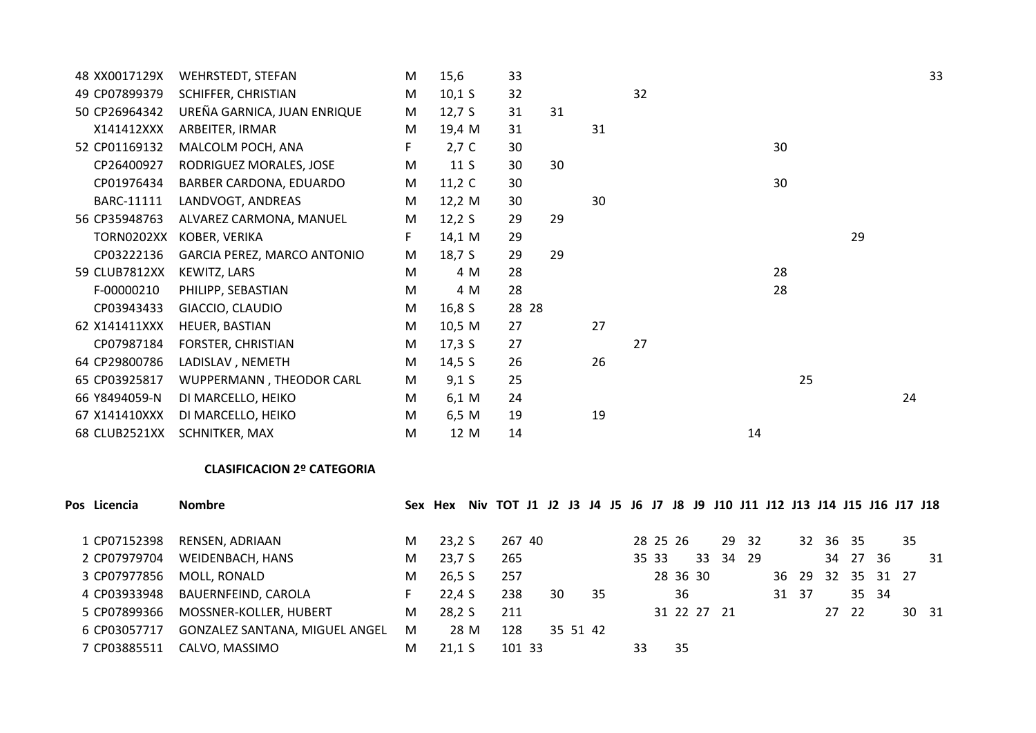| Pos | Licencia | Nombre | Sex | Hex | Niv | TOT | J1 | J2 | J3 | J4 | J5 | J6 | J7 | J8 | J9 | J10 | J11 | J12 | J13 | J14 | J15 | J16 | J17 | J18 |
|---|---|---|---|---|---|---|---|---|---|---|---|---|---|---|---|---|---|---|---|---|---|---|---|---|
| 48 | XX0017129X | WEHRSTEDT, STEFAN | M | 15,6 | | 33 | | | | | | | | | | | | | | | | | | 33 |
| 49 | CP07899379 | SCHIFFER, CHRISTIAN | M | 10,1 | S | 32 | | | | | | 32 | | | | | | | | | | | | |
| 50 | CP26964342 | UREÑA GARNICA, JUAN ENRIQUE | M | 12,7 | S | 31 | | 31 | | | | | | | | | | | | | | | | |
| | X141412XXX | ARBEITER, IRMAR | M | 19,4 | M | 31 | | | | 31 | | | | | | | | | | | | | | |
| 52 | CP01169132 | MALCOLM POCH, ANA | F | 2,7 | C | 30 | | | | | | | | | | | | 30 | | | | | | |
| | CP26400927 | RODRIGUEZ MORALES, JOSE | M | 11 | S | 30 | | 30 | | | | | | | | | | | | | | | | |
| | CP01976434 | BARBER CARDONA, EDUARDO | M | 11,2 | C | 30 | | | | | | | | | | | | 30 | | | | | | |
| | BARC-11111 | LANDVOGT, ANDREAS | M | 12,2 | M | 30 | | | | 30 | | | | | | | | | | | | | | |
| 56 | CP35948763 | ALVAREZ CARMONA, MANUEL | M | 12,2 | S | 29 | | 29 | | | | | | | | | | | | | | | | |
| | TORN0202XX | KOBER, VERIKA | F | 14,1 | M | 29 | | | | | | | | | | | | | | | 29 | | | |
| | CP03222136 | GARCIA PEREZ, MARCO ANTONIO | M | 18,7 | S | 29 | | 29 | | | | | | | | | | | | | | | | |
| 59 | CLUB7812XX | KEWITZ, LARS | M | 4 | M | 28 | | | | | | | | | | | | 28 | | | | | | |
| | F-00000210 | PHILIPP, SEBASTIAN | M | 4 | M | 28 | | | | | | | | | | | | 28 | | | | | | |
| | CP03943433 | GIACCIO, CLAUDIO | M | 16,8 | S | 28 | 28 | | | | | | | | | | | | | | | | | |
| 62 | X141411XXX | HEUER, BASTIAN | M | 10,5 | M | 27 | | | | 27 | | | | | | | | | | | | | | |
| | CP07987184 | FORSTER, CHRISTIAN | M | 17,3 | S | 27 | | | | | | 27 | | | | | | | | | | | | |
| 64 | CP29800786 | LADISLAV , NEMETH | M | 14,5 | S | 26 | | | | 26 | | | | | | | | | | | | | | |
| 65 | CP03925817 | WUPPERMANN , THEODOR CARL | M | 9,1 | S | 25 | | | | | | | | | | | | | 25 | | | | | |
| 66 | Y8494059-N | DI MARCELLO, HEIKO | M | 6,1 | M | 24 | | | | | | | | | | | | | | | | | 24 | |
| 67 | X141410XXX | DI MARCELLO, HEIKO | M | 6,5 | M | 19 | | | | 19 | | | | | | | | | | | | | | |
| 68 | CLUB2521XX | SCHNITKER, MAX | M | 12 | M | 14 | | | | | | | | | | | 14 | | | | | | | |

**CLASIFICACION 2º CATEGORIA**

| Pos | Licencia | Nombre | Sex | Hex | Niv | TOT | J1 | J2 | J3 | J4 | J5 | J6 | J7 | J8 | J9 | J10 | J11 | J12 | J13 | J14 | J15 | J16 | J17 | J18 |
|---|---|---|---|---|---|---|---|---|---|---|---|---|---|---|---|---|---|---|---|---|---|---|---|---|
| 1 | CP07152398 | RENSEN, ADRIAAN | M | 23,2 | S | 267 | 40 | | | | | 28 | 25 | 26 | | 29 | 32 | | 32 | 36 | 35 | | 35 | |
| 2 | CP07979704 | WEIDENBACH, HANS | M | 23,7 | S | 265 | | | | | | 35 | 33 | | 33 | 34 | 29 | | | 34 | 27 | 36 | | 31 |
| 3 | CP07977856 | MOLL, RONALD | M | 26,5 | S | 257 | | | | | | | 28 | 36 | 30 | | | 36 | 29 | 32 | 35 | 31 | 27 | |
| 4 | CP03933948 | BAUERNFEIND, CAROLA | F | 22,4 | S | 238 | | 30 | | 35 | | | | 36 | | | | 31 | 37 | | 35 | 34 | | |
| 5 | CP07899366 | MOSSNER-KOLLER, HUBERT | M | 28,2 | S | 211 | | | | | | | 31 | 22 | 27 | 21 | | | | 27 | 22 | | 30 | 31 |
| 6 | CP03057717 | GONZALEZ SANTANA, MIGUEL ANGEL | M | 28 | M | 128 | | 35 | 51 | 42 | | | | | | | | | | | | | | |
| 7 | CP03885511 | CALVO, MASSIMO | M | 21,1 | S | 101 | 33 | | | | | 33 | | 35 | | | | | | | | | | |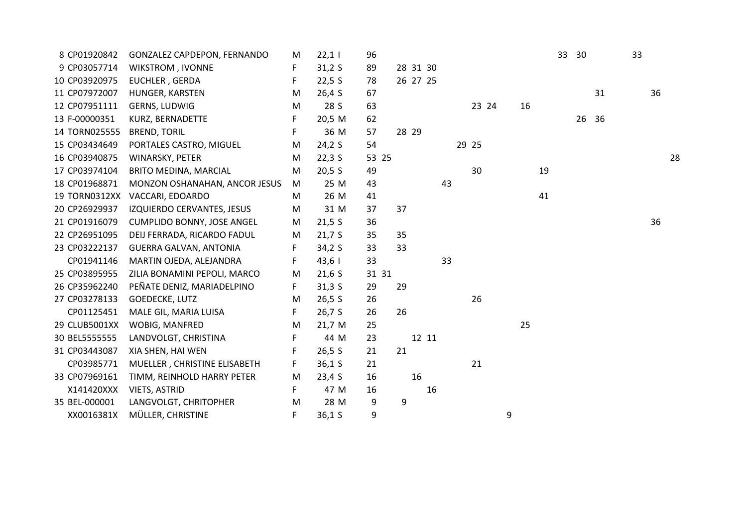| | | | | | | | | | | | | | | | | | | | | | | |
|---|---|---|---|---|---|---|---|---|---|---|---|---|---|---|---|---|---|---|---|---|---|---|
| 8 | CP01920842 | GONZALEZ CAPDEPON, FERNANDO | M | 22,1 I | 96 | | | | | | | | | | | | 33 | 30 | | 33 | | |
| 9 | CP03057714 | WIKSTROM , IVONNE | F | 31,2 S | 89 | | 28 | 31 | 30 | | | | | | | | | | | | | |
| 10 | CP03920975 | EUCHLER , GERDA | F | 22,5 S | 78 | | 26 | 27 | 25 | | | | | | | | | | | | | |
| 11 | CP07972007 | HUNGER, KARSTEN | M | 26,4 S | 67 | | | | | | | | | | | | | | 31 | | 36 | |
| 12 | CP07951111 | GERNS, LUDWIG | M | 28 S | 63 | | | | | | | 23 | 24 | | 16 | | | | | | | |
| 13 | F-00000351 | KURZ, BERNADETTE | F | 20,5 M | 62 | | | | | | | | | | | | | 26 | 36 | | | |
| 14 | TORN025555 | BREND, TORIL | F | 36 M | 57 | | 28 | 29 | | | | | | | | | | | | | | |
| 15 | CP03434649 | PORTALES CASTRO, MIGUEL | M | 24,2 S | 54 | | | | | | 29 | 25 | | | | | | | | | | |
| 16 | CP03940875 | WINARSKY, PETER | M | 22,3 S | 53 | 25 | | | | | | | | | | | | | | | | 28 |
| 17 | CP03974104 | BRITO MEDINA, MARCIAL | M | 20,5 S | 49 | | | | | | | 30 | | | | 19 | | | | | | |
| 18 | CP01968871 | MONZON OSHANAHAN, ANCOR JESUS | M | 25 M | 43 | | | | | 43 | | | | | | | | | | | | |
| 19 | TORN0312XX | VACCARI, EDOARDO | M | 26 M | 41 | | | | | | | | | | | 41 | | | | | | |
| 20 | CP26929937 | IZQUIERDO CERVANTES, JESUS | M | 31 M | 37 | | 37 | | | | | | | | | | | | | | | |
| 21 | CP01916079 | CUMPLIDO BONNY, JOSE ANGEL | M | 21,5 S | 36 | | | | | | | | | | | | | | | | 36 | |
| 22 | CP26951095 | DEIJ FERRADA, RICARDO FADUL | M | 21,7 S | 35 | | 35 | | | | | | | | | | | | | | | |
| 23 | CP03222137 | GUERRA GALVAN, ANTONIA | F | 34,2 S | 33 | | 33 | | | | | | | | | | | | | | | |
| | CP01941146 | MARTIN OJEDA, ALEJANDRA | F | 43,6 I | 33 | | | | | 33 | | | | | | | | | | | | |
| 25 | CP03895955 | ZILIA BONAMINI PEPOLI, MARCO | M | 21,6 S | 31 | 31 | | | | | | | | | | | | | | | | |
| 26 | CP35962240 | PEÑATE DENIZ, MARIADELPINO | F | 31,3 S | 29 | | 29 | | | | | | | | | | | | | | | |
| 27 | CP03278133 | GOEDECKE, LUTZ | M | 26,5 S | 26 | | | | | | | 26 | | | | | | | | | | |
| | CP01125451 | MALE GIL, MARIA LUISA | F | 26,7 S | 26 | | 26 | | | | | | | | | | | | | | | |
| 29 | CLUB5001XX | WOBIG, MANFRED | M | 21,7 M | 25 | | | | | | | | | | 25 | | | | | | | |
| 30 | BEL5555555 | LANDVOLGT, CHRISTINA | F | 44 M | 23 | | | 12 | 11 | | | | | | | | | | | | | |
| 31 | CP03443087 | XIA SHEN, HAI WEN | F | 26,5 S | 21 | | 21 | | | | | | | | | | | | | | | |
| | CP03985771 | MUELLER , CHRISTINE ELISABETH | F | 36,1 S | 21 | | | | | | | 21 | | | | | | | | | | |
| 33 | CP07969161 | TIMM, REINHOLD HARRY PETER | M | 23,4 S | 16 | | | 16 | | | | | | | | | | | | | | |
| | X141420XXX | VIETS, ASTRID | F | 47 M | 16 | | | | 16 | | | | | | | | | | | | | |
| 35 | BEL-000001 | LANGVOLGT, CHRITOPHER | M | 28 M | 9 | | 9 | | | | | | | | | | | | | | | |
| | XX0016381X | MÜLLER, CHRISTINE | F | 36,1 S | 9 | | | | | | | | | 9 | | | | | | | | |